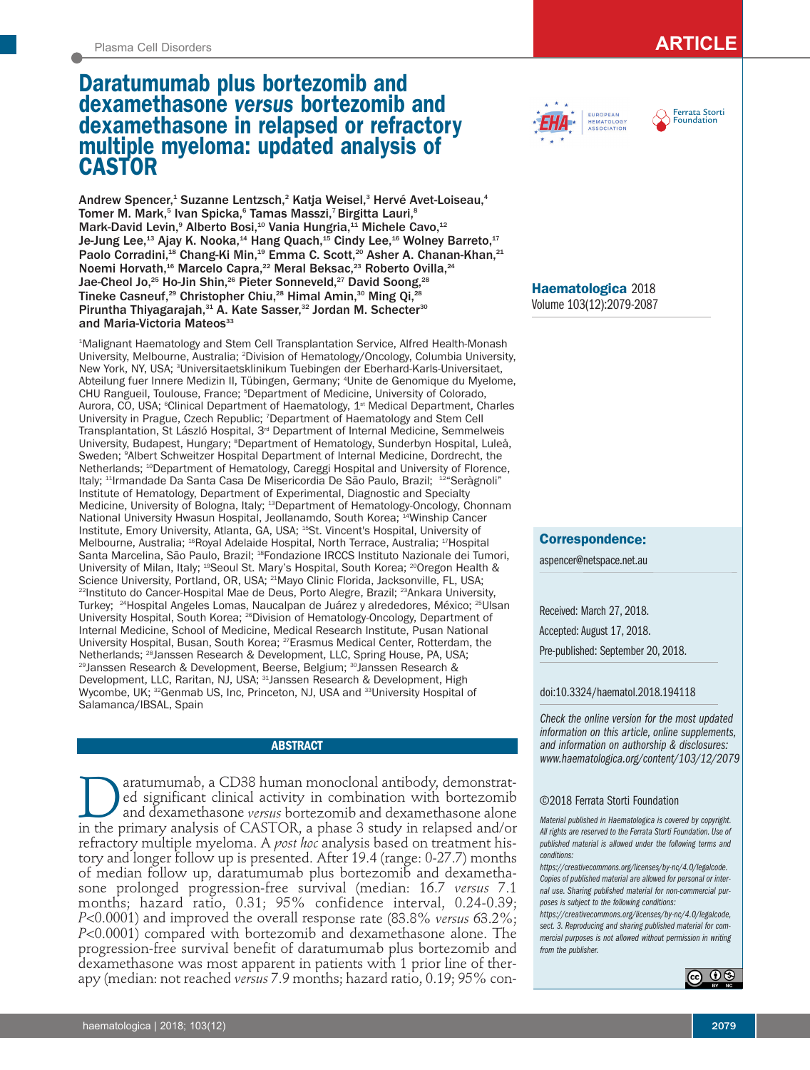Plasma Cell Disorders

ARTICLE

# Daratumumab plus bortezomib and dexamethasone *versus* bortezomib and dexamethasone in relapsed or refractory multiple myeloma: updated analysis of CASTOR

**Andrew Spencer,[1] Suzanne Lentzsch,[2] Katja Weisel,[3] Hervé Avet-Loiseau,[4] Tomer M. Mark,[5] Ivan Spicka,[6] Tamas Masszi,[7] Birgitta Lauri,[8] Mark-David Levin,[9] Alberto Bosi,[10] Vania Hungria,[11] Michele Cavo,[12] Je-Jung Lee,[13] Ajay K. Nooka,[14] Hang Quach,[15] Cindy Lee,[16] Wolney Barreto,[17] Paolo Corradini,[18] Chang-Ki Min,[19] Emma C. Scott,[20] Asher A. Chanan-Khan,[21] Noemi Horvath,[16] Marcelo Capra,[22] Meral Beksac,[23] Roberto Ovilla,[24] Jae-Cheol Jo,[25] Ho-Jin Shin,[26] Pieter Sonneveld,[27] David Soong,[28] Tineke Casneuf,[29] Christopher Chiu,[28] Himal Amin,[30] Ming Qi,[28] Piruntha Thiyagarajah,[31] A. Kate Sasser,[32] Jordan M. Schecter[30] and Maria-Victoria Mateos[33]**

[1]Malignant Haematology and Stem Cell Transplantation Service, Alfred Health-Monash University, Melbourne, Australia; [2]Division of Hematology/Oncology, Columbia University, New York, NY, USA; [3]Universitaetsklinikum Tuebingen der Eberhard-Karls-Universitaet, Abteilung fuer Innere Medizin II, Tübingen, Germany; [4]Unite de Genomique du Myelome, CHU Rangueil, Toulouse, France; [5]Department of Medicine, University of Colorado, Aurora, CO, USA; [6]Clinical Department of Haematology, 1st Medical Department, Charles University in Prague, Czech Republic; [7]Department of Haematology and Stem Cell Transplantation, St László Hospital, 3rd Department of Internal Medicine, Semmelweis University, Budapest, Hungary; [8]Department of Hematology, Sunderbyn Hospital, Luleå, Sweden; [9]Albert Schweitzer Hospital Department of Internal Medicine, Dordrecht, the Netherlands; [10]Department of Hematology, Careggi Hospital and University of Florence, Italy; [11]Irmandade Da Santa Casa De Misericordia De São Paulo, Brazil; [12]"Seràgnoli" Institute of Hematology, Department of Experimental, Diagnostic and Specialty Medicine, University of Bologna, Italy; [13]Department of Hematology-Oncology, Chonnam National University Hwasun Hospital, Jeollanamdo, South Korea; [14]Winship Cancer Institute, Emory University, Atlanta, GA, USA; [15]St. Vincent's Hospital, University of Melbourne, Australia; [16]Royal Adelaide Hospital, North Terrace, Australia; [17]Hospital Santa Marcelina, São Paulo, Brazil; [18]Fondazione IRCCS Instituto Nazionale dei Tumori, University of Milan, Italy; [19]Seoul St. Mary's Hospital, South Korea; [20]Oregon Health & Science University, Portland, OR, USA; [21]Mayo Clinic Florida, Jacksonville, FL, USA; [22]Instituto do Cancer-Hospital Mae de Deus, Porto Alegre, Brazil; [23]Ankara University, Turkey; [24]Hospital Angeles Lomas, Naucalpan de Juárez y alrededores, México; [25]Ulsan University Hospital, South Korea; [26]Division of Hematology-Oncology, Department of Internal Medicine, School of Medicine, Medical Research Institute, Pusan National University Hospital, Busan, South Korea; [27]Erasmus Medical Center, Rotterdam, the Netherlands; [28]Janssen Research & Development, LLC, Spring House, PA, USA; [29]Janssen Research & Development, Beerse, Belgium; [30]Janssen Research & Development, LLC, Raritan, NJ, USA; [31]Janssen Research & Development, High Wycombe, UK; [32]Genmab US, Inc, Princeton, NJ, USA and [33]University Hospital of Salamanca/IBSAL, Spain

## ABSTRACT

Daratumumab, a CD38 human monoclonal antibody, demonstrated significant clinical activity in combination with bortezomib and dexamethasone *versus* bortezomib and dexamethasone alone in the primary analysis of CASTOR, a phase 3 study in relapsed and/or refractory multiple myeloma. A *post hoc* analysis based on treatment history and longer follow up is presented. After 19.4 (range: 0-27.7) months of median follow up, daratumumab plus bortezomib and dexamethasone prolonged progression-free survival (median: 16.7 *versus* 7.1 months; hazard ratio, 0.31; 95% confidence interval, 0.24-0.39; *P*<0.0001) and improved the overall response rate (83.8% *versus* 63.2%; *P*<0.0001) compared with bortezomib and dexamethasone alone. The progression-free survival benefit of daratumumab plus bortezomib and dexamethasone was most apparent in patients with 1 prior line of therapy (median: not reached *versus* 7.9 months; hazard ratio, 0.19; 95% con-

**Haematologica** 2018
Volume 103(12):2079-2087

**Correspondence:**

aspencer@netspace.net.au

Received: March 27, 2018.
Accepted: August 17, 2018.
Pre-published: September 20, 2018.

doi:10.3324/haematol.2018.194118

*Check the online version for the most updated information on this article, online supplements, and information on authorship & disclosures: www.haematologica.org/content/103/12/2079*

©2018 Ferrata Storti Foundation

*Material published in Haematologica is covered by copyright. All rights are reserved to the Ferrata Storti Foundation. Use of published material is allowed under the following terms and conditions: https://creativecommons.org/licenses/by-nc/4.0/legalcode. Copies of published material are allowed for personal or internal use. Sharing published material for non-commercial purposes is subject to the following conditions: https://creativecommons.org/licenses/by-nc/4.0/legalcode, sect. 3. Reproducing and sharing published material for commercial purposes is not allowed without permission in writing from the publisher.*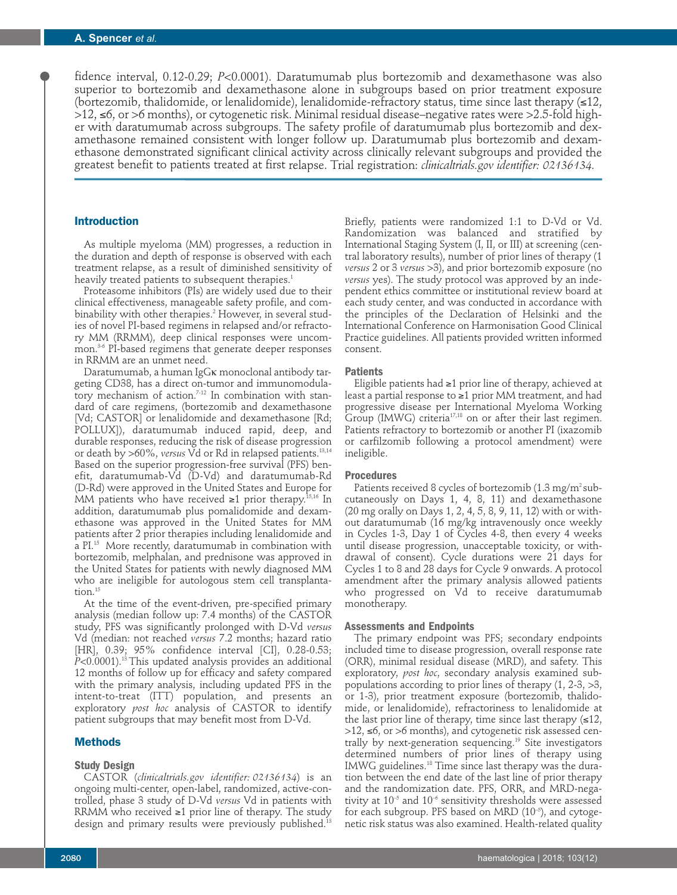fidence interval, 0.12-0.29; *P*<0.0001). Daratumumab plus bortezomib and dexamethasone was also superior to bortezomib and dexamethasone alone in subgroups based on prior treatment exposure (bortezomib, thalidomide, or lenalidomide), lenalidomide-refractory status, time since last therapy (≤12, >12, ≤6, or >6 months), or cytogenetic risk. Minimal residual disease–negative rates were >2.5-fold higher with daratumumab across subgroups. The safety profile of daratumumab plus bortezomib and dexamethasone remained consistent with longer follow up. Daratumumab plus bortezomib and dexamethasone demonstrated significant clinical activity across clinically relevant subgroups and provided the greatest benefit to patients treated at first relapse. Trial registration: *clinicaltrials.gov identifier: 02136134.*

## Introduction

As multiple myeloma (MM) progresses, a reduction in the duration and depth of response is observed with each treatment relapse, as a result of diminished sensitivity of heavily treated patients to subsequent therapies.[1]

Proteasome inhibitors (PIs) are widely used due to their clinical effectiveness, manageable safety profile, and combinability with other therapies.[2] However, in several studies of novel PI-based regimens in relapsed and/or refractory MM (RRMM), deep clinical responses were uncommon.[3-6] PI-based regimens that generate deeper responses in RRMM are an unmet need.

Daratumumab, a human IgGκ monoclonal antibody targeting CD38, has a direct on-tumor and immunomodulatory mechanism of action.[7-12] In combination with standard of care regimens, (bortezomib and dexamethasone [Vd; CASTOR] or lenalidomide and dexamethasone [Rd; POLLUX]), daratumumab induced rapid, deep, and durable responses, reducing the risk of disease progression or death by >60%, *versus* Vd or Rd in relapsed patients.[13,14] Based on the superior progression-free survival (PFS) benefit, daratumumab-Vd (D-Vd) and daratumumab-Rd (D-Rd) were approved in the United States and Europe for MM patients who have received ≥1 prior therapy.[15,16] In addition, daratumumab plus pomalidomide and dexamethasone was approved in the United States for MM patients after 2 prior therapies including lenalidomide and a PI.[15] More recently, daratumumab in combination with bortezomib, melphalan, and prednisone was approved in the United States for patients with newly diagnosed MM who are ineligible for autologous stem cell transplantation.[15]

At the time of the event-driven, pre-specified primary analysis (median follow up: 7.4 months) of the CASTOR study, PFS was significantly prolonged with D-Vd *versus* Vd (median: not reached *versus* 7.2 months; hazard ratio [HR], 0.39; 95% confidence interval [CI], 0.28-0.53; *P*<0.0001).[13] This updated analysis provides an additional 12 months of follow up for efficacy and safety compared with the primary analysis, including updated PFS in the intent-to-treat (ITT) population, and presents an exploratory *post hoc* analysis of CASTOR to identify patient subgroups that may benefit most from D-Vd.

## Methods

### Study Design

CASTOR (*clinicaltrials.gov identifier: 02136134*) is an ongoing multi-center, open-label, randomized, active-controlled, phase 3 study of D-Vd *versus* Vd in patients with RRMM who received ≥1 prior line of therapy. The study design and primary results were previously published.[13] Briefly, patients were randomized 1:1 to D-Vd or Vd. Randomization was balanced and stratified by International Staging System (I, II, or III) at screening (central laboratory results), number of prior lines of therapy (1 *versus* 2 or 3 *versus* >3), and prior bortezomib exposure (no *versus* yes). The study protocol was approved by an independent ethics committee or institutional review board at each study center, and was conducted in accordance with the principles of the Declaration of Helsinki and the International Conference on Harmonisation Good Clinical Practice guidelines. All patients provided written informed consent.

### Patients

Eligible patients had ≥1 prior line of therapy, achieved at least a partial response to ≥1 prior MM treatment, and had progressive disease per International Myeloma Working Group (IMWG) criteria[17,18] on or after their last regimen. Patients refractory to bortezomib or another PI (ixazomib or carfilzomib following a protocol amendment) were ineligible.

### Procedures

Patients received 8 cycles of bortezomib (1.3 mg/m$^2$ subcutaneously on Days 1, 4, 8, 11) and dexamethasone (20 mg orally on Days 1, 2, 4, 5, 8, 9, 11, 12) with or without daratumumab (16 mg/kg intravenously once weekly in Cycles 1-3, Day 1 of Cycles 4-8, then every 4 weeks until disease progression, unacceptable toxicity, or withdrawal of consent). Cycle durations were 21 days for Cycles 1 to 8 and 28 days for Cycle 9 onwards. A protocol amendment after the primary analysis allowed patients who progressed on Vd to receive daratumumab monotherapy.

### Assessments and Endpoints

The primary endpoint was PFS; secondary endpoints included time to disease progression, overall response rate (ORR), minimal residual disease (MRD), and safety. This exploratory, *post hoc*, secondary analysis examined subpopulations according to prior lines of therapy (1, 2-3, >3, or 1-3), prior treatment exposure (bortezomib, thalidomide, or lenalidomide), refractoriness to lenalidomide at the last prior line of therapy, time since last therapy (≤12, >12, ≤6, or >6 months), and cytogenetic risk assessed centrally by next-generation sequencing.[19] Site investigators determined numbers of prior lines of therapy using IMWG guidelines.[18] Time since last therapy was the duration between the end date of the last line of prior therapy and the randomization date. PFS, ORR, and MRD-negativity at $10^{-5}$ and $10^{-6}$ sensitivity thresholds were assessed for each subgroup. PFS based on MRD ($10^{-5}$), and cytogenetic risk status was also examined. Health-related quality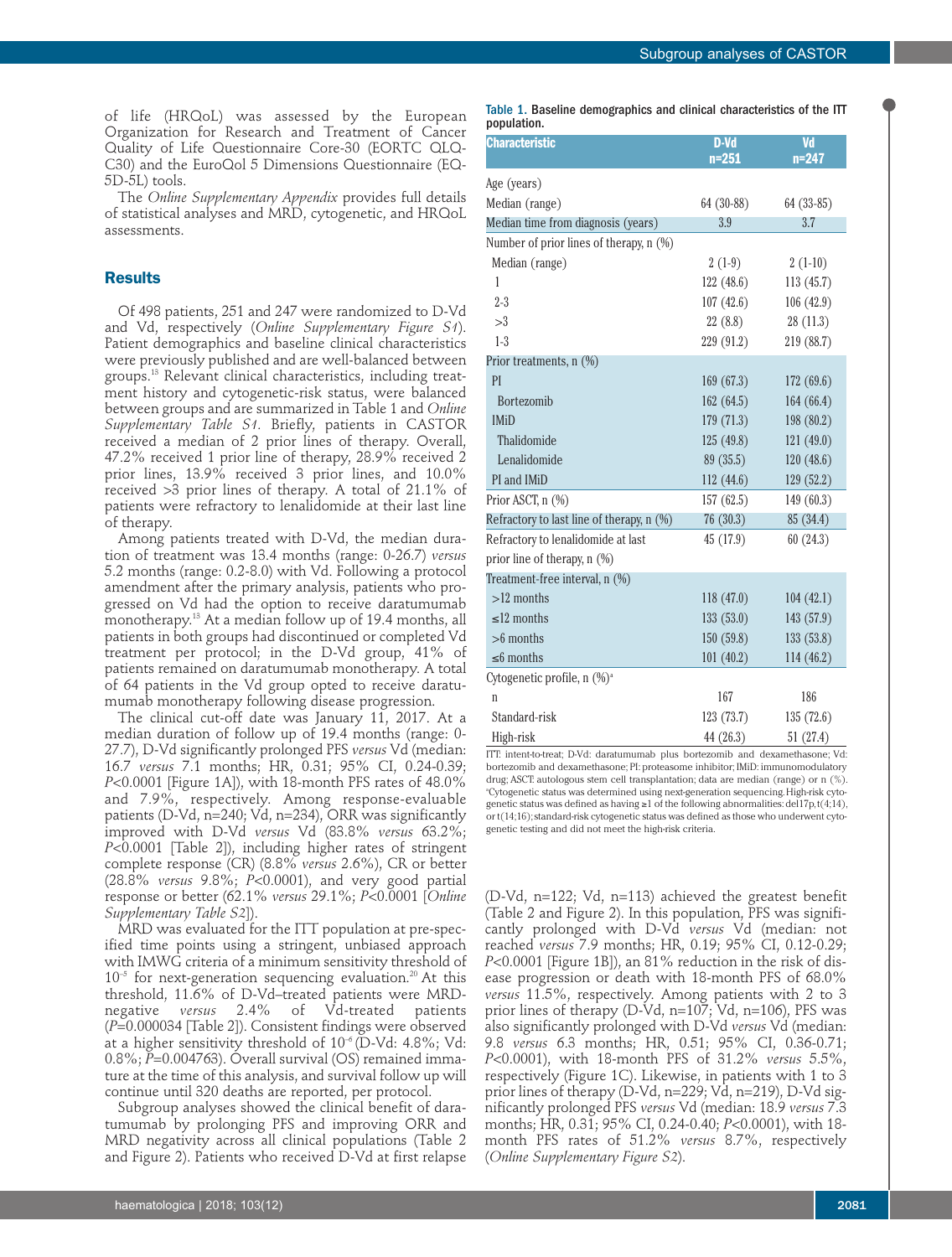of life (HRQoL) was assessed by the European Organization for Research and Treatment of Cancer Quality of Life Questionnaire Core-30 (EORTC QLQ-C30) and the EuroQol 5 Dimensions Questionnaire (EQ-5D-5L) tools.

The *Online Supplementary Appendix* provides full details of statistical analyses and MRD, cytogenetic, and HRQoL assessments.

## Results

Of 498 patients, 251 and 247 were randomized to D-Vd and Vd, respectively (*Online Supplementary Figure S1*). Patient demographics and baseline clinical characteristics were previously published and are well-balanced between groups.[13] Relevant clinical characteristics, including treatment history and cytogenetic-risk status, were balanced between groups and are summarized in Table 1 and *Online Supplementary Table S1*. Briefly, patients in CASTOR received a median of 2 prior lines of therapy. Overall, 47.2% received 1 prior line of therapy, 28.9% received 2 prior lines, 13.9% received 3 prior lines, and 10.0% received >3 prior lines of therapy. A total of 21.1% of patients were refractory to lenalidomide at their last line of therapy.

Among patients treated with D-Vd, the median duration of treatment was 13.4 months (range: 0-26.7) *versus* 5.2 months (range: 0.2-8.0) with Vd. Following a protocol amendment after the primary analysis, patients who progressed on Vd had the option to receive daratumumab monotherapy.[13] At a median follow up of 19.4 months, all patients in both groups had discontinued or completed Vd treatment per protocol; in the D-Vd group, 41% of patients remained on daratumumab monotherapy. A total of 64 patients in the Vd group opted to receive daratumumab monotherapy following disease progression.

The clinical cut-off date was January 11, 2017. At a median duration of follow up of 19.4 months (range: 0-27.7), D-Vd significantly prolonged PFS *versus* Vd (median: 16.7 *versus* 7.1 months; HR, 0.31; 95% CI, 0.24-0.39; $P<0.0001$ [Figure 1A]), with 18-month PFS rates of 48.0% and 7.9%, respectively. Among response-evaluable patients (D-Vd, n=240; Vd, n=234), ORR was significantly improved with D-Vd *versus* Vd (83.8% *versus* 63.2%; $P<0.0001$ [Table 2]), including higher rates of stringent complete response (CR) (8.8% *versus* 2.6%), CR or better (28.8% *versus* 9.8%; $P<0.0001$), and very good partial response or better (62.1% *versus* 29.1%; $P<0.0001$ [*Online Supplementary Table S2*]).

MRD was evaluated for the ITT population at pre-specified time points using a stringent, unbiased approach with IMWG criteria of a minimum sensitivity threshold of $10^{-5}$ for next-generation sequencing evaluation.[20] At this threshold, 11.6% of D-Vd–treated patients were MRD-negative *versus* 2.4% of Vd-treated patients ($P=0.000034$ [Table 2]). Consistent findings were observed at a higher sensitivity threshold of $10^{-6}$ (D-Vd: 4.8%; Vd: 0.8%; $P=0.004763$). Overall survival (OS) remained immature at the time of this analysis, and survival follow up will continue until 320 deaths are reported, per protocol.

Subgroup analyses showed the clinical benefit of daratumumab by prolonging PFS and improving ORR and MRD negativity across all clinical populations (Table 2 and Figure 2). Patients who received D-Vd at first relapse (D-Vd, n=122; Vd, n=113) achieved the greatest benefit (Table 2 and Figure 2). In this population, PFS was significantly prolonged with D-Vd *versus* Vd (median: not reached *versus* 7.9 months; HR, 0.19; 95% CI, 0.12-0.29; $P<0.0001$ [Figure 1B]), an 81% reduction in the risk of disease progression or death with 18-month PFS of 68.0% *versus* 11.5%, respectively. Among patients with 2 to 3 prior lines of therapy (D-Vd, n=107; Vd, n=106), PFS was also significantly prolonged with D-Vd *versus* Vd (median: 9.8 *versus* 6.3 months; HR, 0.51; 95% CI, 0.36-0.71; $P<0.0001$), with 18-month PFS of 31.2% *versus* 5.5%, respectively (Figure 1C). Likewise, in patients with 1 to 3 prior lines of therapy (D-Vd, n=229; Vd, n=219), D-Vd significantly prolonged PFS *versus* Vd (median: 18.9 *versus* 7.3 months; HR, 0.31; 95% CI, 0.24-0.40; $P<0.0001$), with 18-month PFS rates of 51.2% *versus* 8.7%, respectively (*Online Supplementary Figure S2*).

**Table 1. Baseline demographics and clinical characteristics of the ITT population.**

| Characteristic | D-Vd n=251 | Vd n=247 |
|---|---|---|
| Age (years) | | |
| Median (range) | 64 (30-88) | 64 (33-85) |
| Median time from diagnosis (years) | 3.9 | 3.7 |
| Number of prior lines of therapy, n (%) | | |
| Median (range) | 2 (1-9) | 2 (1-10) |
| 1 | 122 (48.6) | 113 (45.7) |
| 2-3 | 107 (42.6) | 106 (42.9) |
| >3 | 22 (8.8) | 28 (11.3) |
| 1-3 | 229 (91.2) | 219 (88.7) |
| Prior treatments, n (%) | | |
| PI | 169 (67.3) | 172 (69.6) |
| Bortezomib | 162 (64.5) | 164 (66.4) |
| IMiD | 179 (71.3) | 198 (80.2) |
| Thalidomide | 125 (49.8) | 121 (49.0) |
| Lenalidomide | 89 (35.5) | 120 (48.6) |
| PI and IMiD | 112 (44.6) | 129 (52.2) |
| Prior ASCT, n (%) | 157 (62.5) | 149 (60.3) |
| Refractory to last line of therapy, n (%) | 76 (30.3) | 85 (34.4) |
| Refractory to lenalidomide at last prior line of therapy, n (%) | 45 (17.9) | 60 (24.3) |
| Treatment-free interval, n (%) | | |
| >12 months | 118 (47.0) | 104 (42.1) |
| ≤12 months | 133 (53.0) | 143 (57.9) |
| >6 months | 150 (59.8) | 133 (53.8) |
| ≤6 months | 101 (40.2) | 114 (46.2) |
| Cytogenetic profile, n (%)[a] | | |
| n | 167 | 186 |
| Standard-risk | 123 (73.7) | 135 (72.6) |
| High-risk | 44 (26.3) | 51 (27.4) |

ITT: intent-to-treat; D-Vd: daratumumab plus bortezomib and dexamethasone; Vd: bortezomib and dexamethasone; PI: proteasome inhibitor; IMiD: immunomodulatory drug; ASCT: autologous stem cell transplantation; data are median (range) or n (%). [a]Cytogenetic status was determined using next-generation sequencing. High-risk cytogenetic status was defined as having ≥1 of the following abnormalities: del17p, t(4;14), or t(14;16); standard-risk cytogenetic status was defined as those who underwent cytogenetic testing and did not meet the high-risk criteria.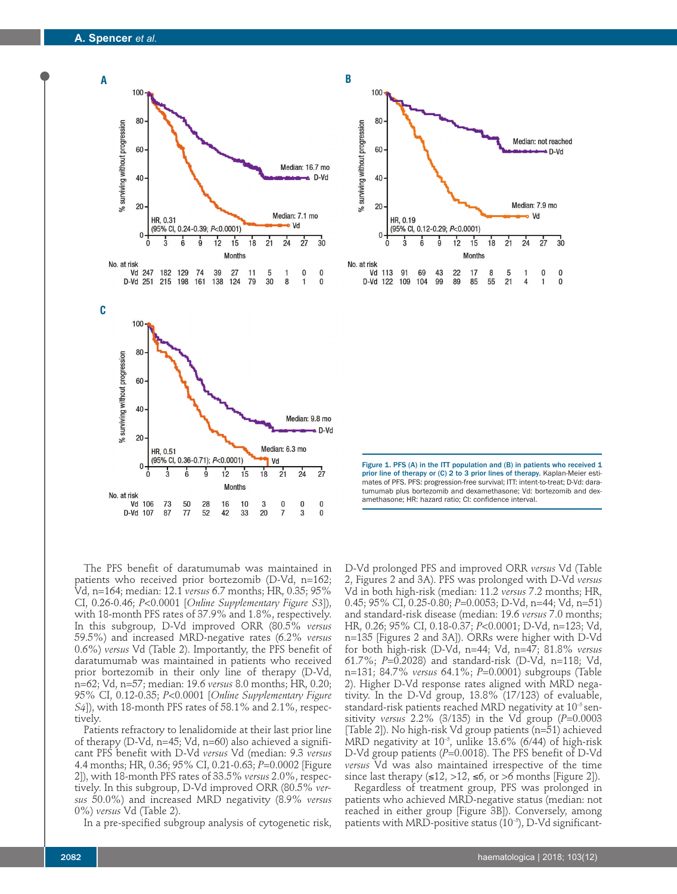**Figure 1. PFS (A) in the ITT population and (B) in patients who received 1 prior line of therapy or (C) 2 to 3 prior lines of therapy.** Kaplan-Meier estimates of PFS. PFS: progression-free survival; ITT: intent-to-treat; D-Vd: daratumumab plus bortezomib and dexamethasone; Vd: bortezomib and dexamethasone; HR: hazard ratio; CI: confidence interval.

The PFS benefit of daratumumab was maintained in patients who received prior bortezomib (D-Vd, n=162; Vd, n=164; median: 12.1 *versus* 6.7 months; HR, 0.35; 95% CI, 0.26-0.46; *P*<0.0001 [*Online Supplementary Figure S3*]), with 18-month PFS rates of 37.9% and 1.8%, respectively. In this subgroup, D-Vd improved ORR (80.5% *versus* 59.5%) and increased MRD-negative rates (6.2% *versus* 0.6%) *versus* Vd (Table 2). Importantly, the PFS benefit of daratumumab was maintained in patients who received prior bortezomib in their only line of therapy (D-Vd, n=62; Vd, n=57; median: 19.6 *versus* 8.0 months; HR, 0.20; 95% CI, 0.12-0.35; *P*<0.0001 [*Online Supplementary Figure S4*]), with 18-month PFS rates of 58.1% and 2.1%, respectively.

Patients refractory to lenalidomide at their last prior line of therapy (D-Vd, n=45; Vd, n=60) also achieved a significant PFS benefit with D-Vd *versus* Vd (median: 9.3 *versus* 4.4 months; HR, 0.36; 95% CI, 0.21-0.63; *P*=0.0002 [Figure 2]), with 18-month PFS rates of 33.5% *versus* 2.0%, respectively. In this subgroup, D-Vd improved ORR (80.5% *versus* 50.0%) and increased MRD negativity (8.9% *versus* 0%) *versus* Vd (Table 2).

In a pre-specified subgroup analysis of cytogenetic risk, D-Vd prolonged PFS and improved ORR *versus* Vd (Table 2, Figures 2 and 3A). PFS was prolonged with D-Vd *versus* Vd in both high-risk (median: 11.2 *versus* 7.2 months; HR, 0.45; 95% CI, 0.25-0.80; *P*=0.0053; D-Vd, n=44; Vd, n=51) and standard-risk disease (median: 19.6 *versus* 7.0 months; HR, 0.26; 95% CI, 0.18-0.37; *P*<0.0001; D-Vd, n=123; Vd, n=135 [Figures 2 and 3A]). ORRs were higher with D-Vd for both high-risk (D-Vd, n=44; Vd, n=47; 81.8% *versus* 61.7%; *P*=0.2028) and standard-risk (D-Vd, n=118; Vd, n=131; 84.7% *versus* 64.1%; *P*=0.0001) subgroups (Table 2). Higher D-Vd response rates aligned with MRD negativity. In the D-Vd group, 13.8% (17/123) of evaluable, standard-risk patients reached MRD negativity at $10^{-5}$ sensitivity *versus* 2.2% (3/135) in the Vd group (*P*=0.0003 [Table 2]). No high-risk Vd group patients (n=51) achieved MRD negativity at $10^{-5}$, unlike 13.6% (6/44) of high-risk D-Vd group patients (*P*=0.0018). The PFS benefit of D-Vd *versus* Vd was also maintained irrespective of the time since last therapy (≤12, >12, ≤6, or >6 months [Figure 2]).

Regardless of treatment group, PFS was prolonged in patients who achieved MRD-negative status (median: not reached in either group [Figure 3B]). Conversely, among patients with MRD-positive status ($10^{-5}$), D-Vd significant-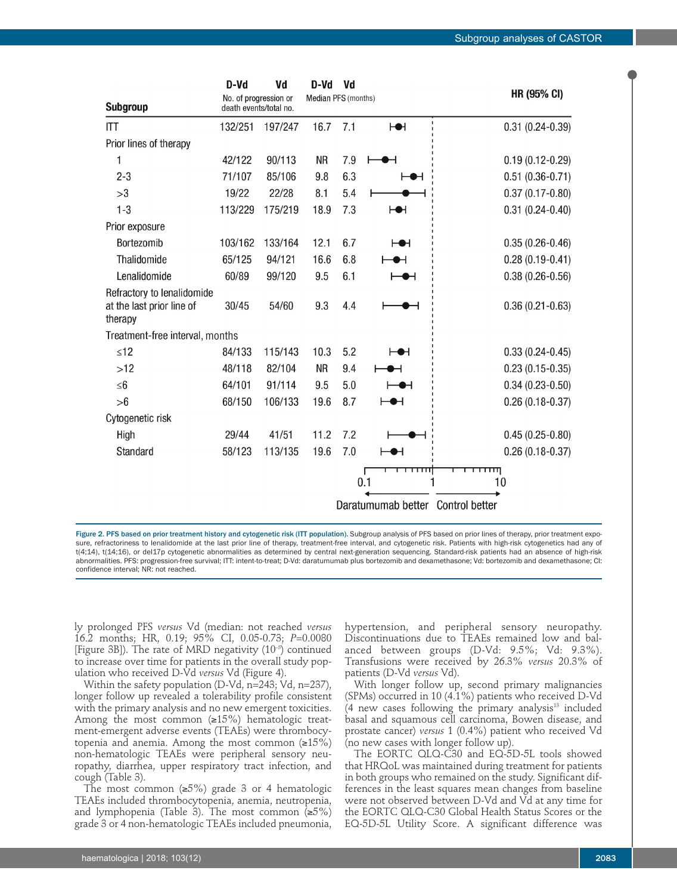| Subgroup | D-Vd No. of progression or death events/total no. | Vd No. of progression or death events/total no. | D-Vd Median PFS (months) | Vd Median PFS (months) | HR (95% CI) |
|---|---|---|---|---|---|
| ITT | 132/251 | 197/247 | 16.7 | 7.1 | 0.31 (0.24-0.39) |
| Prior lines of therapy | | | | | |
| 1 | 42/122 | 90/113 | NR | 7.9 | 0.19 (0.12-0.29) |
| 2-3 | 71/107 | 85/106 | 9.8 | 6.3 | 0.51 (0.36-0.71) |
| >3 | 19/22 | 22/28 | 8.1 | 5.4 | 0.37 (0.17-0.80) |
| 1-3 | 113/229 | 175/219 | 18.9 | 7.3 | 0.31 (0.24-0.40) |
| Prior exposure | | | | | |
| Bortezomib | 103/162 | 133/164 | 12.1 | 6.7 | 0.35 (0.26-0.46) |
| Thalidomide | 65/125 | 94/121 | 16.6 | 6.8 | 0.28 (0.19-0.41) |
| Lenalidomide | 60/89 | 99/120 | 9.5 | 6.1 | 0.38 (0.26-0.56) |
| Refractory to lenalidomide at the last prior line of therapy | 30/45 | 54/60 | 9.3 | 4.4 | 0.36 (0.21-0.63) |
| Treatment-free interval, months | | | | | |
| ≤12 | 84/133 | 115/143 | 10.3 | 5.2 | 0.33 (0.24-0.45) |
| >12 | 48/118 | 82/104 | NR | 9.4 | 0.23 (0.15-0.35) |
| ≤6 | 64/101 | 91/114 | 9.5 | 5.0 | 0.34 (0.23-0.50) |
| >6 | 68/150 | 106/133 | 19.6 | 8.7 | 0.26 (0.18-0.37) |
| Cytogenetic risk | | | | | |
| High | 29/44 | 41/51 | 11.2 | 7.2 | 0.45 (0.25-0.80) |
| Standard | 58/123 | 113/135 | 19.6 | 7.0 | 0.26 (0.18-0.37) |

0.1 — 1 — 10
Daratumumab better ← → Control better

**Figure 2. PFS based on prior treatment history and cytogenetic risk (ITT population).** Subgroup analysis of PFS based on prior lines of therapy, prior treatment exposure, refractoriness to lenalidomide at the last prior line of therapy, treatment-free interval, and cytogenetic risk. Patients with high-risk cytogenetics had any of t(4;14), t(14;16), or del17p cytogenetic abnormalities as determined by central next-generation sequencing. Standard-risk patients had an absence of high-risk abnormalities. PFS: progression-free survival; ITT: intent-to-treat; D-Vd: daratumumab plus bortezomib and dexamethasone; Vd: bortezomib and dexamethasone; CI: confidence interval; NR: not reached.

ly prolonged PFS *versus* Vd (median: not reached *versus* 16.2 months; HR, 0.19; 95% CI, 0.05-0.73; *P*=0.0080 [Figure 3B]). The rate of MRD negativity ($10^{-5}$) continued to increase over time for patients in the overall study population who received D-Vd *versus* Vd (Figure 4).

Within the safety population (D-Vd, n=243; Vd, n=237), longer follow up revealed a tolerability profile consistent with the primary analysis and no new emergent toxicities. Among the most common (≥15%) hematologic treatment-emergent adverse events (TEAEs) were thrombocytopenia and anemia. Among the most common (≥15%) non-hematologic TEAEs were peripheral sensory neuropathy, diarrhea, upper respiratory tract infection, and cough (Table 3).

The most common (≥5%) grade 3 or 4 hematologic TEAEs included thrombocytopenia, anemia, neutropenia, and lymphopenia (Table 3). The most common (≥5%) grade 3 or 4 non-hematologic TEAEs included pneumonia, hypertension, and peripheral sensory neuropathy. Discontinuations due to TEAEs remained low and balanced between groups (D-Vd: 9.5%; Vd: 9.3%). Transfusions were received by 26.3% *versus* 20.3% of patients (D-Vd *versus* Vd).

With longer follow up, second primary malignancies (SPMs) occurred in 10 (4.1%) patients who received D-Vd (4 new cases following the primary analysis[13] included basal and squamous cell carcinoma, Bowen disease, and prostate cancer) *versus* 1 (0.4%) patient who received Vd (no new cases with longer follow up).

The EORTC QLQ-C30 and EQ-5D-5L tools showed that HRQoL was maintained during treatment for patients in both groups who remained on the study. Significant differences in the least squares mean changes from baseline were not observed between D-Vd and Vd at any time for the EORTC QLQ-C30 Global Health Status Scores or the EQ-5D-5L Utility Score. A significant difference was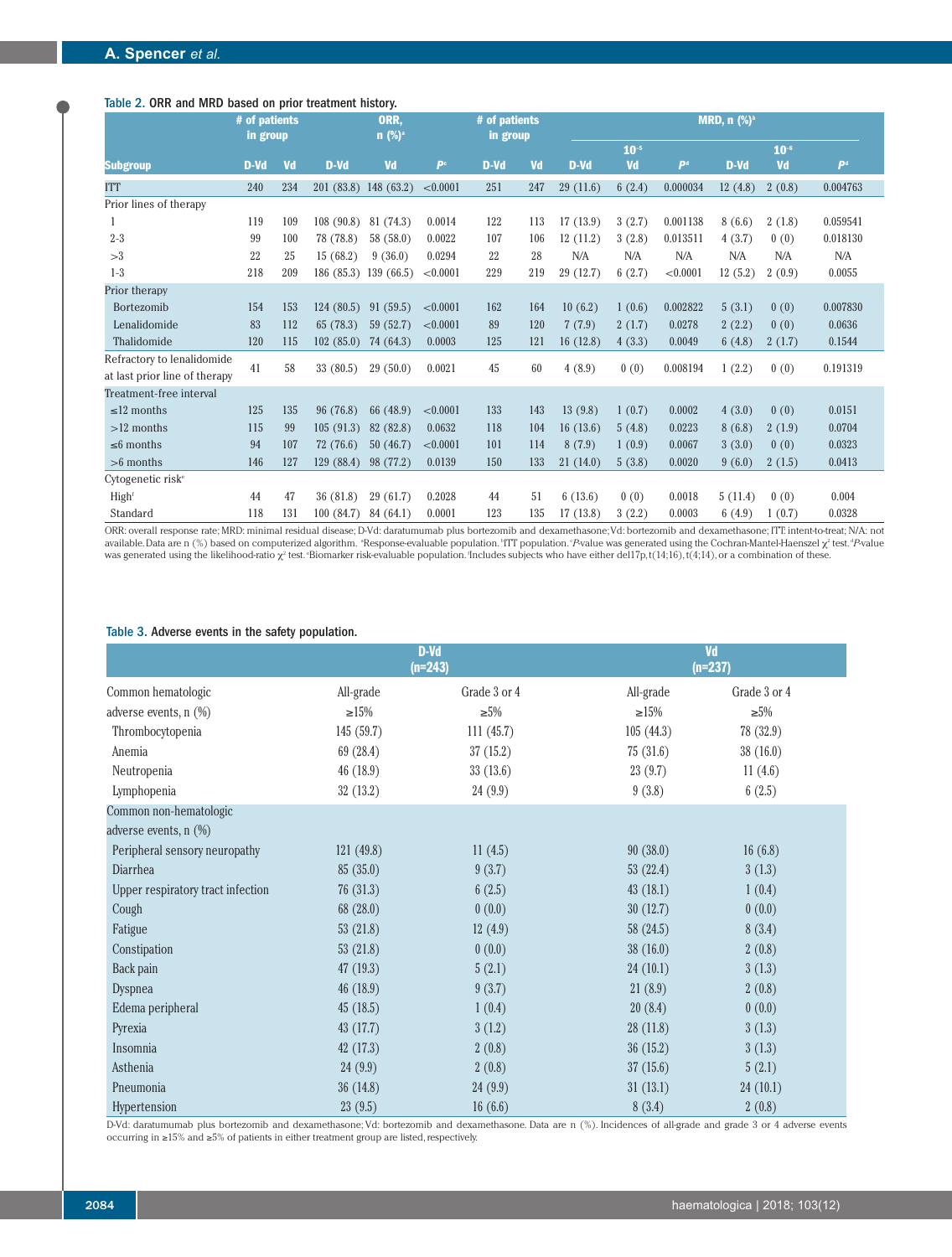Table 2. ORR and MRD based on prior treatment history.

| Subgroup | # of patients in group | | ORR, n (%)[a] | | | # of patients in group | | MRD, n (%)[b] | | | | | |
|---|---|---|---|---|---|---|---|---|---|---|---|---|---|
| | | | | | | | | $10^{-5}$ | | | $10^{-6}$ | | |
| | D-Vd | Vd | D-Vd | Vd | P[c] | D-Vd | Vd | D-Vd | Vd | P[d] | D-Vd | Vd | P[d] |
| ITT | 240 | 234 | 201 (83.8) | 148 (63.2) | <0.0001 | 251 | 247 | 29 (11.6) | 6 (2.4) | 0.000034 | 12 (4.8) | 2 (0.8) | 0.004763 |
| Prior lines of therapy | | | | | | | | | | | | | |
| 1 | 119 | 109 | 108 (90.8) | 81 (74.3) | 0.0014 | 122 | 113 | 17 (13.9) | 3 (2.7) | 0.001138 | 8 (6.6) | 2 (1.8) | 0.059541 |
| 2-3 | 99 | 100 | 78 (78.8) | 58 (58.0) | 0.0022 | 107 | 106 | 12 (11.2) | 3 (2.8) | 0.013511 | 4 (3.7) | 0 (0) | 0.018130 |
| >3 | 22 | 25 | 15 (68.2) | 9 (36.0) | 0.0294 | 22 | 28 | N/A | N/A | N/A | N/A | N/A | N/A |
| 1-3 | 218 | 209 | 186 (85.3) | 139 (66.5) | <0.0001 | 229 | 219 | 29 (12.7) | 6 (2.7) | <0.0001 | 12 (5.2) | 2 (0.9) | 0.0055 |
| Prior therapy | | | | | | | | | | | | | |
| Bortezomib | 154 | 153 | 124 (80.5) | 91 (59.5) | <0.0001 | 162 | 164 | 10 (6.2) | 1 (0.6) | 0.002822 | 5 (3.1) | 0 (0) | 0.007830 |
| Lenalidomide | 83 | 112 | 65 (78.3) | 59 (52.7) | <0.0001 | 89 | 120 | 7 (7.9) | 2 (1.7) | 0.0278 | 2 (2.2) | 0 (0) | 0.0636 |
| Thalidomide | 120 | 115 | 102 (85.0) | 74 (64.3) | 0.0003 | 125 | 121 | 16 (12.8) | 4 (3.3) | 0.0049 | 6 (4.8) | 2 (1.7) | 0.1544 |
| Refractory to lenalidomide at last prior line of therapy | 41 | 58 | 33 (80.5) | 29 (50.0) | 0.0021 | 45 | 60 | 4 (8.9) | 0 (0) | 0.008194 | 1 (2.2) | 0 (0) | 0.191319 |
| Treatment-free interval | | | | | | | | | | | | | |
| ≤12 months | 125 | 135 | 96 (76.8) | 66 (48.9) | <0.0001 | 133 | 143 | 13 (9.8) | 1 (0.7) | 0.0002 | 4 (3.0) | 0 (0) | 0.0151 |
| >12 months | 115 | 99 | 105 (91.3) | 82 (82.8) | 0.0632 | 118 | 104 | 16 (13.6) | 5 (4.8) | 0.0223 | 8 (6.8) | 2 (1.9) | 0.0704 |
| ≤6 months | 94 | 107 | 72 (76.6) | 50 (46.7) | <0.0001 | 101 | 114 | 8 (7.9) | 1 (0.9) | 0.0067 | 3 (3.0) | 0 (0) | 0.0323 |
| >6 months | 146 | 127 | 129 (88.4) | 98 (77.2) | 0.0139 | 150 | 133 | 21 (14.0) | 5 (3.8) | 0.0020 | 9 (6.0) | 2 (1.5) | 0.0413 |
| Cytogenetic risk[e] | | | | | | | | | | | | | |
| High[f] | 44 | 47 | 36 (81.8) | 29 (61.7) | 0.2028 | 44 | 51 | 6 (13.6) | 0 (0) | 0.0018 | 5 (11.4) | 0 (0) | 0.004 |
| Standard | 118 | 131 | 100 (84.7) | 84 (64.1) | 0.0001 | 123 | 135 | 17 (13.8) | 3 (2.2) | 0.0003 | 6 (4.9) | 1 (0.7) | 0.0328 |

ORR: overall response rate; MRD: minimal residual disease; D-Vd: daratumumab plus bortezomib and dexamethasone; Vd: bortezomib and dexamethasone; ITT: intent-to-treat; N/A: not available. Data are n (%) based on computerized algorithm. [a]Response-evaluable population. [b]ITT population. [c]P-value was generated using the Cochran-Mantel-Haenszel $\chi^2$ test. [d]P-value was generated using the likelihood-ratio $\chi^2$ test. [e]Biomarker risk-evaluable population. [f]Includes subjects who have either del17p, t(14;16), t(4;14), or a combination of these.

Table 3. Adverse events in the safety population.

| | D-Vd (n=243) | | Vd (n=237) | |
|---|---|---|---|---|
| Common hematologic adverse events, n (%) | All-grade ≥15% | Grade 3 or 4 ≥5% | All-grade ≥15% | Grade 3 or 4 ≥5% |
| Thrombocytopenia | 145 (59.7) | 111 (45.7) | 105 (44.3) | 78 (32.9) |
| Anemia | 69 (28.4) | 37 (15.2) | 75 (31.6) | 38 (16.0) |
| Neutropenia | 46 (18.9) | 33 (13.6) | 23 (9.7) | 11 (4.6) |
| Lymphopenia | 32 (13.2) | 24 (9.9) | 9 (3.8) | 6 (2.5) |
| Common non-hematologic adverse events, n (%) | | | | |
| Peripheral sensory neuropathy | 121 (49.8) | 11 (4.5) | 90 (38.0) | 16 (6.8) |
| Diarrhea | 85 (35.0) | 9 (3.7) | 53 (22.4) | 3 (1.3) |
| Upper respiratory tract infection | 76 (31.3) | 6 (2.5) | 43 (18.1) | 1 (0.4) |
| Cough | 68 (28.0) | 0 (0.0) | 30 (12.7) | 0 (0.0) |
| Fatigue | 53 (21.8) | 12 (4.9) | 58 (24.5) | 8 (3.4) |
| Constipation | 53 (21.8) | 0 (0.0) | 38 (16.0) | 2 (0.8) |
| Back pain | 47 (19.3) | 5 (2.1) | 24 (10.1) | 3 (1.3) |
| Dyspnea | 46 (18.9) | 9 (3.7) | 21 (8.9) | 2 (0.8) |
| Edema peripheral | 45 (18.5) | 1 (0.4) | 20 (8.4) | 0 (0.0) |
| Pyrexia | 43 (17.7) | 3 (1.2) | 28 (11.8) | 3 (1.3) |
| Insomnia | 42 (17.3) | 2 (0.8) | 36 (15.2) | 3 (1.3) |
| Asthenia | 24 (9.9) | 2 (0.8) | 37 (15.6) | 5 (2.1) |
| Pneumonia | 36 (14.8) | 24 (9.9) | 31 (13.1) | 24 (10.1) |
| Hypertension | 23 (9.5) | 16 (6.6) | 8 (3.4) | 2 (0.8) |

D-Vd: daratumumab plus bortezomib and dexamethasone; Vd: bortezomib and dexamethasone. Data are n (%). Incidences of all-grade and grade 3 or 4 adverse events occurring in ≥15% and ≥5% of patients in either treatment group are listed, respectively.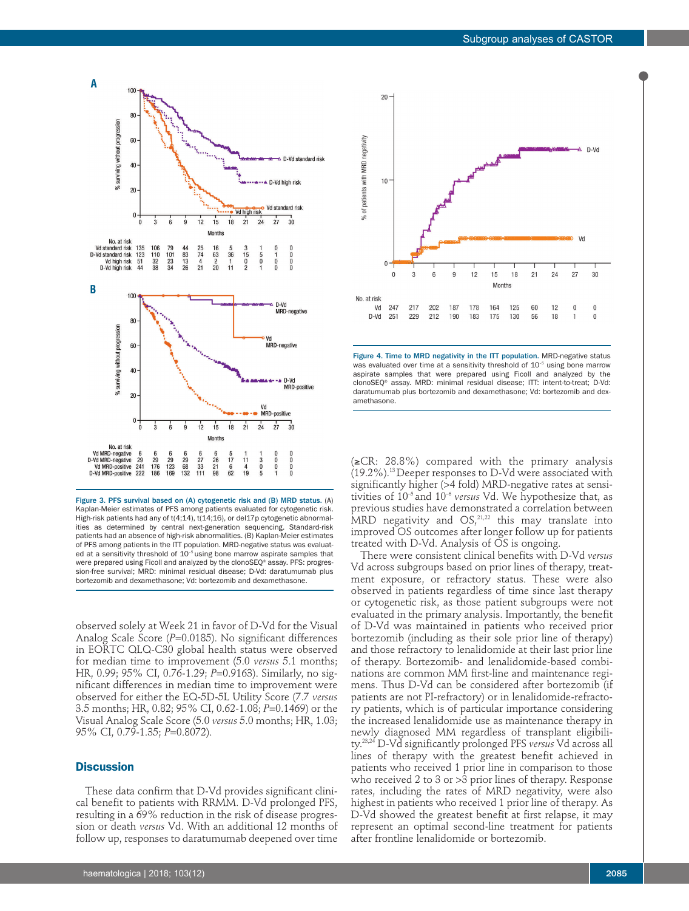**Figure 3. PFS survival based on (A) cytogenetic risk and (B) MRD status.** (A) Kaplan-Meier estimates of PFS among patients evaluated for cytogenetic risk. High-risk patients had any of t(4;14), t(14;16), or del17p cytogenetic abnormalities as determined by central next-generation sequencing. Standard-risk patients had an absence of high-risk abnormalities. (B) Kaplan-Meier estimates of PFS among patients in the ITT population. MRD-negative status was evaluated at a sensitivity threshold of $10^{-5}$ using bone marrow aspirate samples that were prepared using Ficoll and analyzed by the clonoSEQ® assay. PFS: progression-free survival; MRD: minimal residual disease; D-Vd: daratumumab plus bortezomib and dexamethasone; Vd: bortezomib and dexamethasone.

**Figure 4. Time to MRD negativity in the ITT population.** MRD-negative status was evaluated over time at a sensitivity threshold of $10^{-5}$ using bone marrow aspirate samples that were prepared using Ficoll and analyzed by the clonoSEQ® assay. MRD: minimal residual disease; ITT: intent-to-treat; D-Vd: daratumumab plus bortezomib and dexamethasone; Vd: bortezomib and dexamethasone.

observed solely at Week 21 in favor of D-Vd for the Visual Analog Scale Score ($P$=0.0185). No significant differences in EORTC QLQ-C30 global health status were observed for median time to improvement (5.0 *versus* 5.1 months; HR, 0.99; 95% CI, 0.76-1.29; $P$=0.9163). Similarly, no significant differences in median time to improvement were observed for either the EQ-5D-5L Utility Score (7.7 *versus* 3.5 months; HR, 0.82; 95% CI, 0.62-1.08; $P$=0.1469) or the Visual Analog Scale Score (5.0 *versus* 5.0 months; HR, 1.03; 95% CI, 0.79-1.35; $P$=0.8072).

## Discussion

These data confirm that D-Vd provides significant clinical benefit to patients with RRMM. D-Vd prolonged PFS, resulting in a 69% reduction in the risk of disease progression or death *versus* Vd. With an additional 12 months of follow up, responses to daratumumab deepened over time (≥CR: 28.8%) compared with the primary analysis (19.2%).[13] Deeper responses to D-Vd were associated with significantly higher (>4 fold) MRD-negative rates at sensitivities of $10^{-5}$ and $10^{-6}$ *versus* Vd. We hypothesize that, as previous studies have demonstrated a correlation between MRD negativity and OS,[21,22] this may translate into improved OS outcomes after longer follow up for patients treated with D-Vd. Analysis of OS is ongoing.

There were consistent clinical benefits with D-Vd *versus* Vd across subgroups based on prior lines of therapy, treatment exposure, or refractory status. These were also observed in patients regardless of time since last therapy or cytogenetic risk, as those patient subgroups were not evaluated in the primary analysis. Importantly, the benefit of D-Vd was maintained in patients who received prior bortezomib (including as their sole prior line of therapy) and those refractory to lenalidomide at their last prior line of therapy. Bortezomib- and lenalidomide-based combinations are common MM first-line and maintenance regimens. Thus D-Vd can be considered after bortezomib (if patients are not PI-refractory) or in lenalidomide-refractory patients, which is of particular importance considering the increased lenalidomide use as maintenance therapy in newly diagnosed MM regardless of transplant eligibility.[23,24] D-Vd significantly prolonged PFS *versus* Vd across all lines of therapy with the greatest benefit achieved in patients who received 1 prior line in comparison to those who received 2 to 3 or >3 prior lines of therapy. Response rates, including the rates of MRD negativity, were also highest in patients who received 1 prior line of therapy. As D-Vd showed the greatest benefit at first relapse, it may represent an optimal second-line treatment for patients after frontline lenalidomide or bortezomib.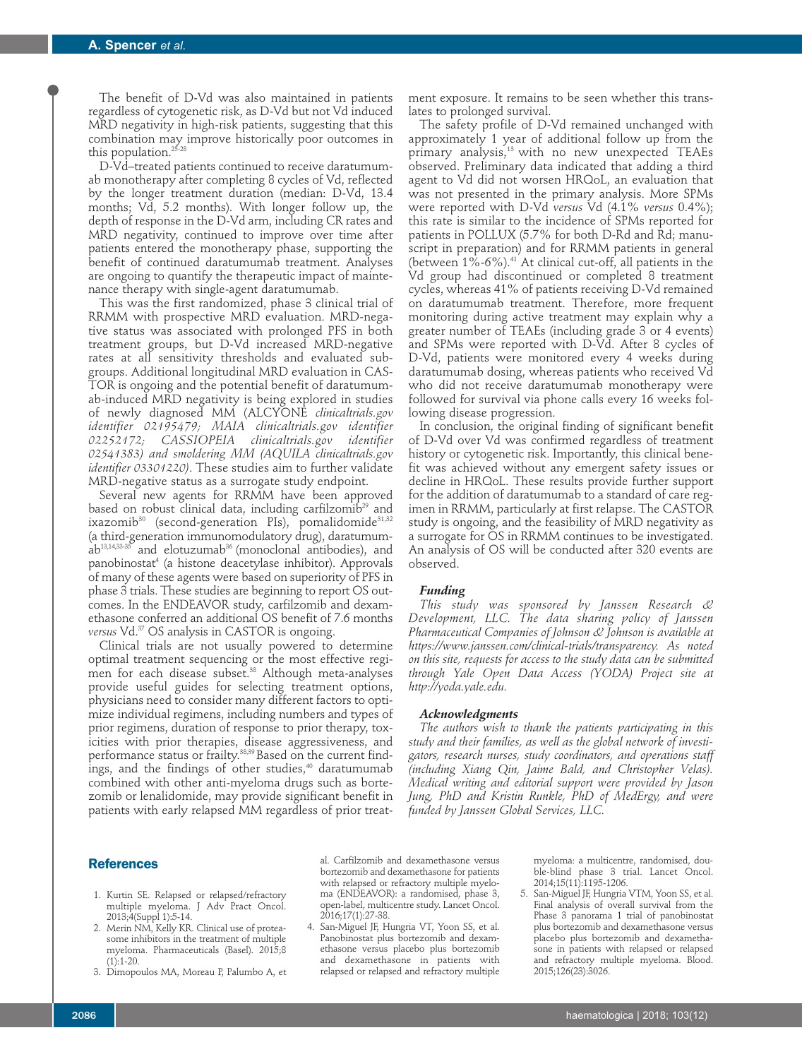The benefit of D-Vd was also maintained in patients regardless of cytogenetic risk, as D-Vd but not Vd induced MRD negativity in high-risk patients, suggesting that this combination may improve historically poor outcomes in this population.[25-28]

D-Vd–treated patients continued to receive daratumumab monotherapy after completing 8 cycles of Vd, reflected by the longer treatment duration (median: D-Vd, 13.4 months; Vd, 5.2 months). With longer follow up, the depth of response in the D-Vd arm, including CR rates and MRD negativity, continued to improve over time after patients entered the monotherapy phase, supporting the benefit of continued daratumumab treatment. Analyses are ongoing to quantify the therapeutic impact of maintenance therapy with single-agent daratumumab.

This was the first randomized, phase 3 clinical trial of RRMM with prospective MRD evaluation. MRD-negative status was associated with prolonged PFS in both treatment groups, but D-Vd increased MRD-negative rates at all sensitivity thresholds and evaluated subgroups. Additional longitudinal MRD evaluation in CASTOR is ongoing and the potential benefit of daratumumab-induced MRD negativity is being explored in studies of newly diagnosed MM (ALCYONE *clinicaltrials.gov identifier 02195479; MAIA clinicaltrials.gov identifier 02252172; CASSIOPEIA clinicaltrials.gov identifier 02541383) and smoldering MM (AQUILA clinicaltrials.gov identifier 03301220)*. These studies aim to further validate MRD-negative status as a surrogate study endpoint.

Several new agents for RRMM have been approved based on robust clinical data, including carfilzomib[29] and ixazomib[30] (second-generation PIs), pomalidomide[31,32] (a third-generation immunomodulatory drug), daratumumab[13,14,33-35] and elotuzumab[36] (monoclonal antibodies), and panobinostat[4] (a histone deacetylase inhibitor). Approvals of many of these agents were based on superiority of PFS in phase 3 trials. These studies are beginning to report OS outcomes. In the ENDEAVOR study, carfilzomib and dexamethasone conferred an additional OS benefit of 7.6 months *versus* Vd.[37] OS analysis in CASTOR is ongoing.

Clinical trials are not usually powered to determine optimal treatment sequencing or the most effective regimen for each disease subset.[38] Although meta-analyses provide useful guides for selecting treatment options, physicians need to consider many different factors to optimize individual regimens, including numbers and types of prior regimens, duration of response to prior therapy, toxicities with prior therapies, disease aggressiveness, and performance status or frailty.[38,39] Based on the current findings, and the findings of other studies,[40] daratumumab combined with other anti-myeloma drugs such as bortezomib or lenalidomide, may provide significant benefit in patients with early relapsed MM regardless of prior treatment exposure. It remains to be seen whether this translates to prolonged survival.

The safety profile of D-Vd remained unchanged with approximately 1 year of additional follow up from the primary analysis,[13] with no new unexpected TEAEs observed. Preliminary data indicated that adding a third agent to Vd did not worsen HRQoL, an evaluation that was not presented in the primary analysis. More SPMs were reported with D-Vd *versus* Vd (4.1% *versus* 0.4%); this rate is similar to the incidence of SPMs reported for patients in POLLUX (5.7% for both D-Rd and Rd; manuscript in preparation) and for RRMM patients in general (between 1%-6%).[41] At clinical cut-off, all patients in the Vd group had discontinued or completed 8 treatment cycles, whereas 41% of patients receiving D-Vd remained on daratumumab treatment. Therefore, more frequent monitoring during active treatment may explain why a greater number of TEAEs (including grade 3 or 4 events) and SPMs were reported with D-Vd. After 8 cycles of D-Vd, patients were monitored every 4 weeks during daratumumab dosing, whereas patients who received Vd who did not receive daratumumab monotherapy were followed for survival via phone calls every 16 weeks following disease progression.

In conclusion, the original finding of significant benefit of D-Vd over Vd was confirmed regardless of treatment history or cytogenetic risk. Importantly, this clinical benefit was achieved without any emergent safety issues or decline in HRQoL. These results provide further support for the addition of daratumab to a standard of care regimen in RRMM, particularly at first relapse. The CASTOR study is ongoing, and the feasibility of MRD negativity as a surrogate for OS in RRMM continues to be investigated. An analysis of OS will be conducted after 320 events are observed.

#### Funding

*This study was sponsored by Janssen Research & Development, LLC. The data sharing policy of Janssen Pharmaceutical Companies of Johnson & Johnson is available at https://www.janssen.com/clinical-trials/transparency. As noted on this site, requests for access to the study data can be submitted through Yale Open Data Access (YODA) Project site at http://yoda.yale.edu.*

#### Acknowledgments

*The authors wish to thank the patients participating in this study and their families, as well as the global network of investigators, research nurses, study coordinators, and operations staff (including Xiang Qin, Jaime Bald, and Christopher Velas). Medical writing and editorial support were provided by Jason Jung, PhD and Kristin Runkle, PhD of MedErgy, and were funded by Janssen Global Services, LLC.*

## References

1. Kurtin SE. Relapsed or relapsed/refractory multiple myeloma. J Adv Pract Oncol. 2013;4(Suppl 1):5-14.
2. Merin NM, Kelly KR. Clinical use of proteasome inhibitors in the treatment of multiple myeloma. Pharmaceuticals (Basel). 2015;8 (1):1-20.
3. Dimopoulos MA, Moreau P, Palumbo A, et al. Carfilzomib and dexamethasone versus bortezomib and dexamethasone for patients with relapsed or refractory multiple myeloma (ENDEAVOR): a randomised, phase 3, open-label, multicentre study. Lancet Oncol. 2016;17(1):27-38.
4. San-Miguel JF, Hungria VT, Yoon SS, et al. Panobinostat plus bortezomib and dexamethasone versus placebo plus bortezomib and dexamethasone in patients with relapsed or relapsed and refractory multiple myeloma: a multicentre, randomised, double-blind phase 3 trial. Lancet Oncol. 2014;15(11):1195-1206.
5. San-Miguel JF, Hungria VTM, Yoon SS, et al. Final analysis of overall survival from the Phase 3 panorama 1 trial of panobinostat plus bortezomib and dexamethasone versus placebo plus bortezomib and dexamethasone in patients with relapsed or relapsed and refractory multiple myeloma. Blood. 2015;126(23):3026.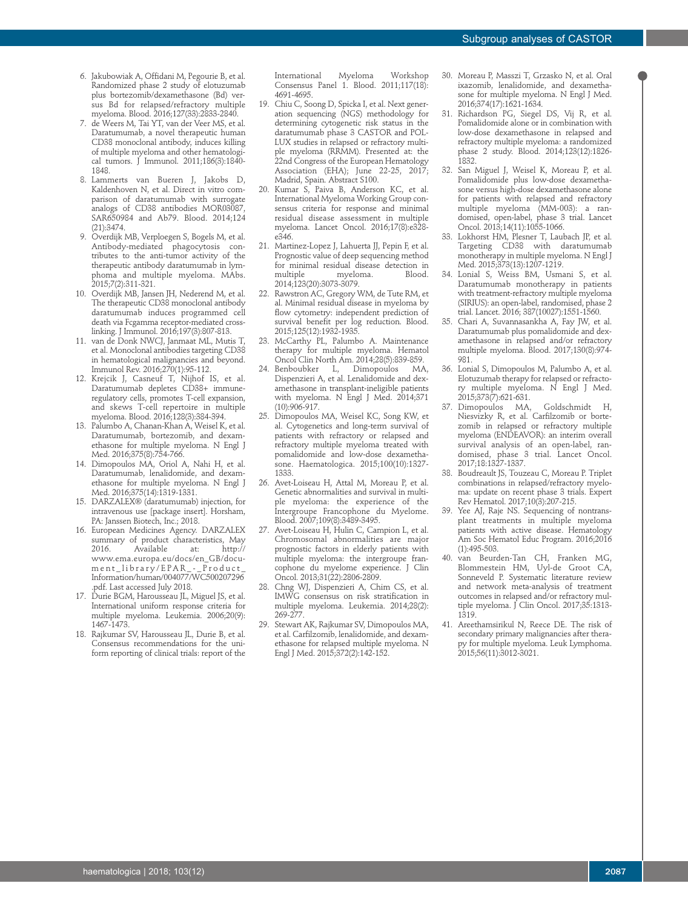6. Jakubowiak A, Offidani M, Pegourie B, et al. Randomized phase 2 study of elotuzumab plus bortezomib/dexamethasone (Bd) versus Bd for relapsed/refractory multiple myeloma. Blood. 2016;127(23):2833-2840.
7. de Weers M, Tai YT, van der Veer MS, et al. Daratumumab, a novel therapeutic human CD38 monoclonal antibody, induces killing of multiple myeloma and other hematological tumors. J Immunol. 2011;186(3):1840-1848.
8. Lammerts van Bueren J, Jakobs D, Kaldenhoven N, et al. Direct in vitro comparison of daratumumab with surrogate analogs of CD38 antibodies MOR03087, SAR650984 and Ab79. Blood. 2014;124(21):3474.
9. Overdijk MB, Verploegen S, Bogels M, et al. Antibody-mediated phagocytosis contributes to the anti-tumor activity of the therapeutic antibody daratumumab in lymphoma and multiple myeloma. MAbs. 2015;7(2):311-321.
10. Overdijk MB, Jansen JH, Nederend M, et al. The therapeutic CD38 monoclonal antibody daratumumab induces programmed cell death via Fcgamma receptor-mediated cross-linking. J Immunol. 2016;197(3):807-813.
11. van de Donk NWCJ, Janmaat ML, Mutis T, et al. Monoclonal antibodies targeting CD38 in hematological malignancies and beyond. Immunol Rev. 2016;270(1):95-112.
12. Krejcik J, Casneuf T, Nijhof IS, et al. Daratumumab depletes CD38+ immune-regulatory cells, promotes T-cell expansion, and skews T-cell repertoire in multiple myeloma. Blood. 2016;128(3):384-394.
13. Palumbo A, Chanan-Khan A, Weisel K, et al. Daratumumab, bortezomib, and dexamethasone for multiple myeloma. N Engl J Med. 2016;375(8):754-766.
14. Dimopoulos MA, Oriol A, Nahi H, et al. Daratumumab, lenalidomide, and dexamethasone for multiple myeloma. N Engl J Med. 2016;375(14):1319-1331.
15. DARZALEX® (daratumumab) injection, for intravenous use [package insert]. Horsham, PA: Janssen Biotech, Inc.; 2018.
16. European Medicines Agency. DARZALEX summary of product characteristics, May 2016. Available at: http://www.ema.europa.eu/docs/en_GB/document_library/EPAR_-_Product_Information/human/004077/WC500207296.pdf. Last accessed July 2018.
17. Durie BGM, Harousseau JL, Miguel JS, et al. International uniform response criteria for multiple myeloma. Leukemia. 2006;20(9):1467-1473.
18. Rajkumar SV, Harousseau JL, Durie B, et al. Consensus recommendations for the uniform reporting of clinical trials: report of the International Myeloma Workshop Consensus Panel 1. Blood. 2011;117(18):4691-4695.
19. Chiu C, Soong D, Spicka I, et al. Next generation sequencing (NGS) methodology for determining cytogenetic risk status in the daratumumab phase 3 CASTOR and POLLUX studies in relapsed or refractory multiple myeloma (RRMM). Presented at: the 22nd Congress of the European Hematology Association (EHA); June 22-25, 2017; Madrid, Spain. Abstract S100.
20. Kumar S, Paiva B, Anderson KC, et al. International Myeloma Working Group consensus criteria for response and minimal residual disease assessment in multiple myeloma. Lancet Oncol. 2016;17(8):e328-e346.
21. Martinez-Lopez J, Lahuerta JJ, Pepin F, et al. Prognostic value of deep sequencing method for minimal residual disease detection in multiple myeloma. Blood. 2014;123(20):3073-3079.
22. Rawstron AC, Gregory WM, de Tute RM, et al. Minimal residual disease in myeloma by flow cytometry: independent prediction of survival benefit per log reduction. Blood. 2015;125(12):1932-1935.
23. McCarthy PL, Palumbo A. Maintenance therapy for multiple myeloma. Hematol Oncol Clin North Am. 2014;28(5):839-859.
24. Benboubker L, Dimopoulos MA, Dispenzieri A, et al. Lenalidomide and dexamethasone in transplant-ineligible patients with myeloma. N Engl J Med. 2014;371(10):906-917.
25. Dimopoulos MA, Weisel KC, Song KW, et al. Cytogenetics and long-term survival of patients with refractory or relapsed and refractory multiple myeloma treated with pomalidomide and low-dose dexamethasone. Haematologica. 2015;100(10):1327-1333.
26. Avet-Loiseau H, Attal M, Moreau P, et al. Genetic abnormalities and survival in multiple myeloma: the experience of the Intergroupe Francophone du Myelome. Blood. 2007;109(8):3489-3495.
27. Avet-Loiseau H, Hulin C, Campion L, et al. Chromosomal abnormalities are major prognostic factors in elderly patients with multiple myeloma: the intergroupe francophone du myelome experience. J Clin Oncol. 2013;31(22):2806-2809.
28. Chng WJ, Dispenzieri A, Chim CS, et al. IMWG consensus on risk stratification in multiple myeloma. Leukemia. 2014;28(2):269-277.
29. Stewart AK, Rajkumar SV, Dimopoulos MA, et al. Carfilzomib, lenalidomide, and dexamethasone for relapsed multiple myeloma. N Engl J Med. 2015;372(2):142-152.
30. Moreau P, Masszi T, Grzasko N, et al. Oral ixazomib, lenalidomide, and dexamethasone for multiple myeloma. N Engl J Med. 2016;374(17):1621-1634.
31. Richardson PG, Siegel DS, Vij R, et al. Pomalidomide alone or in combination with low-dose dexamethasone in relapsed and refractory multiple myeloma: a randomized phase 2 study. Blood. 2014;123(12):1826-1832.
32. San Miguel J, Weisel K, Moreau P, et al. Pomalidomide plus low-dose dexamethasone versus high-dose dexamethasone alone for patients with relapsed and refractory multiple myeloma (MM-003): a randomised, open-label, phase 3 trial. Lancet Oncol. 2013;14(11):1055-1066.
33. Lokhorst HM, Plesner T, Laubach JP, et al. Targeting CD38 with daratumumab monotherapy in multiple myeloma. N Engl J Med. 2015;373(13):1207-1219.
34. Lonial S, Weiss BM, Usmani S, et al. Daratumumab monotherapy in patients with treatment-refractory multiple myeloma (SIRIUS): an open-label, randomised, phase 2 trial. Lancet. 2016; 387(10027):1551-1560.
35. Chari A, Suvannasankha A, Fay JW, et al. Daratumumab plus pomalidomide and dexamethasone in relapsed and/or refractory multiple myeloma. Blood. 2017;130(8):974-981.
36. Lonial S, Dimopoulos M, Palumbo A, et al. Elotuzumab therapy for relapsed or refractory multiple myeloma. N Engl J Med. 2015;373(7):621-631.
37. Dimopoulos MA, Goldschmidt H, Niesvizky R, et al. Carfilzomib or bortezomib in relapsed or refractory multiple myeloma (ENDEAVOR): an interim overall survival analysis of an open-label, randomised, phase 3 trial. Lancet Oncol. 2017;18:1327-1337.
38. Boudreault JS, Touzeau C, Moreau P. Triplet combinations in relapsed/refractory myeloma: update on recent phase 3 trials. Expert Rev Hematol. 2017;10(3):207-215.
39. Yee AJ, Raje NS. Sequencing of nontransplant treatments in multiple myeloma patients with active disease. Hematology Am Soc Hematol Educ Program. 2016;2016(1):495-503.
40. van Beurden-Tan CH, Franken MG, Blommestein HM, Uyl-de Groot CA, Sonneveld P. Systematic literature review and network meta-analysis of treatment outcomes in relapsed and/or refractory multiple myeloma. J Clin Oncol. 2017;35:1312-1319.
41. Areethamsirikul N, Reece DE. The risk of secondary primary malignancies after therapy for multiple myeloma. Leuk Lymphoma. 2015;56(11):3012-3021.